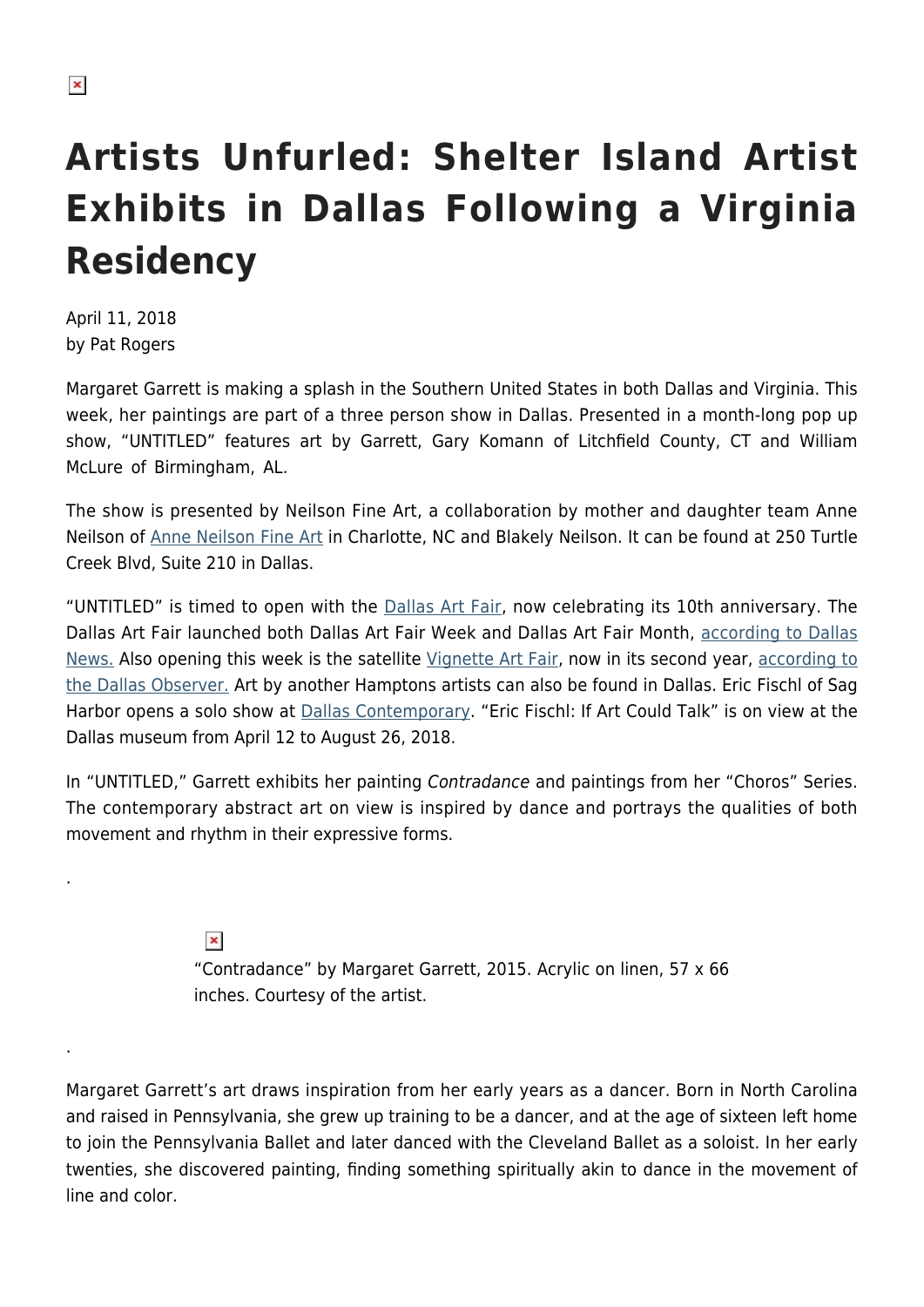# Artists Unfurled: Shelter Island Artist Exhibits in Dallas Following a Virginia Residency

April 11, 2018
by Pat Rogers

Margaret Garrett is making a splash in the Southern United States in both Dallas and Virginia. This week, her paintings are part of a three person show in Dallas. Presented in a month-long pop up show, "UNTITLED" features art by Garrett, Gary Komann of Litchfield County, CT and William McLure of Birmingham, AL.

The show is presented by Neilson Fine Art, a collaboration by mother and daughter team Anne Neilson of Anne Neilson Fine Art in Charlotte, NC and Blakely Neilson. It can be found at 250 Turtle Creek Blvd, Suite 210 in Dallas.

"UNTITLED" is timed to open with the Dallas Art Fair, now celebrating its 10th anniversary. The Dallas Art Fair launched both Dallas Art Fair Week and Dallas Art Fair Month, according to Dallas News. Also opening this week is the satellite Vignette Art Fair, now in its second year, according to the Dallas Observer. Art by another Hamptons artists can also be found in Dallas. Eric Fischl of Sag Harbor opens a solo show at Dallas Contemporary. "Eric Fischl: If Art Could Talk" is on view at the Dallas museum from April 12 to August 26, 2018.

In "UNTITLED," Garrett exhibits her painting *Contradance* and paintings from her "Choros" Series. The contemporary abstract art on view is inspired by dance and portrays the qualities of both movement and rhythm in their expressive forms.

.

"Contradance" by Margaret Garrett, 2015. Acrylic on linen, 57 x 66 inches. Courtesy of the artist.

.

Margaret Garrett's art draws inspiration from her early years as a dancer. Born in North Carolina and raised in Pennsylvania, she grew up training to be a dancer, and at the age of sixteen left home to join the Pennsylvania Ballet and later danced with the Cleveland Ballet as a soloist. In her early twenties, she discovered painting, finding something spiritually akin to dance in the movement of line and color.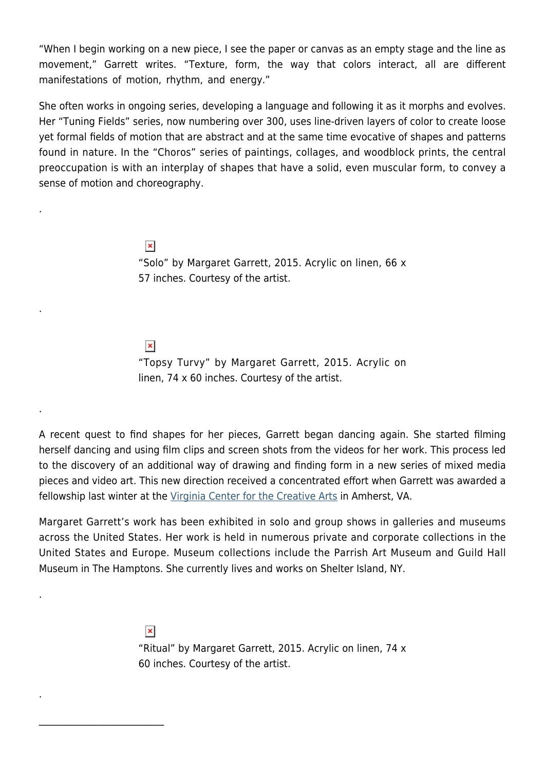"When I begin working on a new piece, I see the paper or canvas as an empty stage and the line as movement," Garrett writes. "Texture, form, the way that colors interact, all are different manifestations of motion, rhythm, and energy."

She often works in ongoing series, developing a language and following it as it morphs and evolves. Her "Tuning Fields" series, now numbering over 300, uses line-driven layers of color to create loose yet formal fields of motion that are abstract and at the same time evocative of shapes and patterns found in nature. In the "Choros" series of paintings, collages, and woodblock prints, the central preoccupation is with an interplay of shapes that have a solid, even muscular form, to convey a sense of motion and choreography.

.

"Solo" by Margaret Garrett, 2015. Acrylic on linen, 66 x 57 inches. Courtesy of the artist.

.

"Topsy Turvy" by Margaret Garrett, 2015. Acrylic on linen, 74 x 60 inches. Courtesy of the artist.

.

A recent quest to find shapes for her pieces, Garrett began dancing again. She started filming herself dancing and using film clips and screen shots from the videos for her work. This process led to the discovery of an additional way of drawing and finding form in a new series of mixed media pieces and video art. This new direction received a concentrated effort when Garrett was awarded a fellowship last winter at the Virginia Center for the Creative Arts in Amherst, VA.

Margaret Garrett's work has been exhibited in solo and group shows in galleries and museums across the United States. Her work is held in numerous private and corporate collections in the United States and Europe. Museum collections include the Parrish Art Museum and Guild Hall Museum in The Hamptons. She currently lives and works on Shelter Island, NY.

.

"Ritual" by Margaret Garrett, 2015. Acrylic on linen, 74 x 60 inches. Courtesy of the artist.

.

---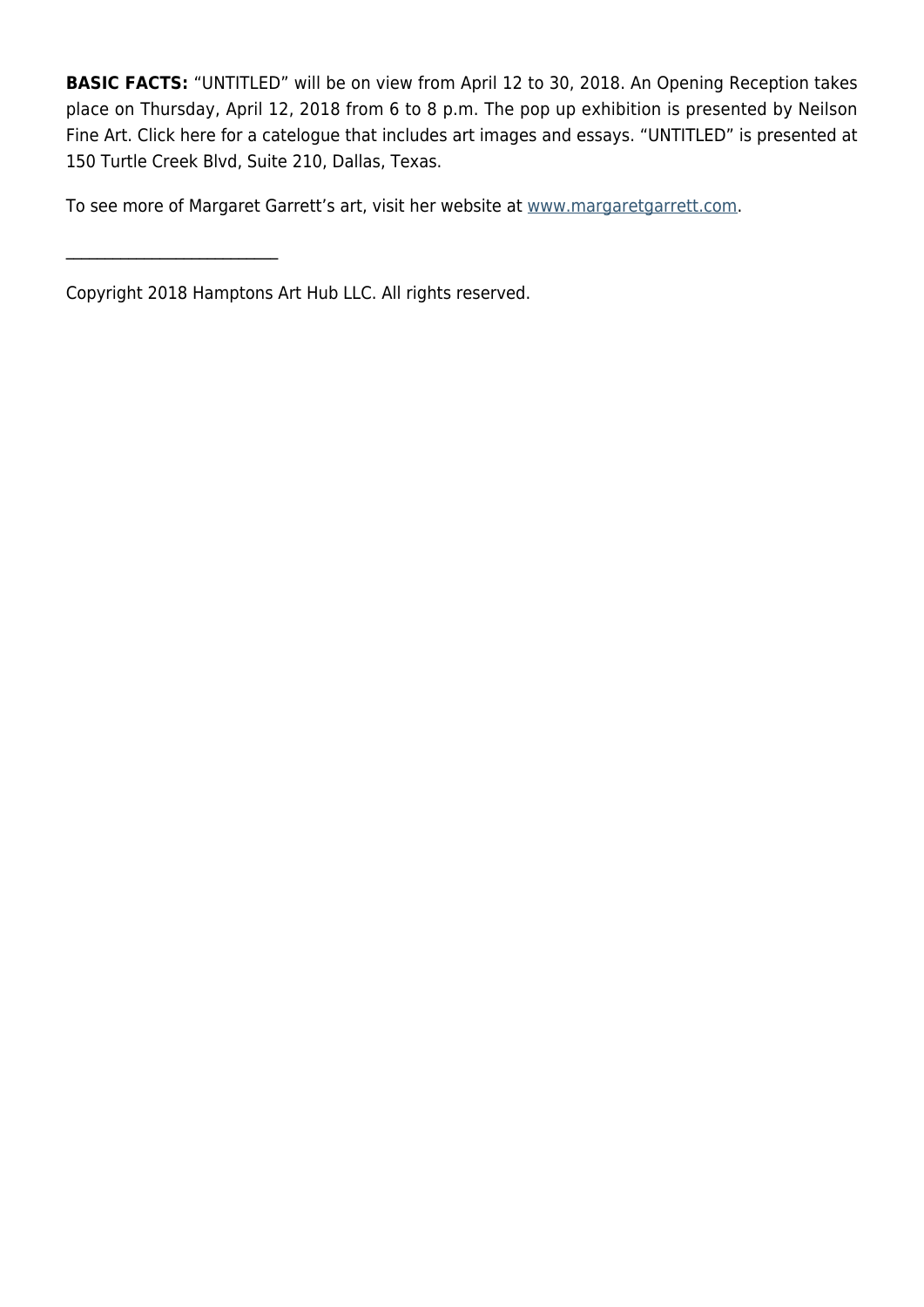**BASIC FACTS:** "UNTITLED" will be on view from April 12 to 30, 2018. An Opening Reception takes place on Thursday, April 12, 2018 from 6 to 8 p.m. The pop up exhibition is presented by Neilson Fine Art. Click here for a catelogue that includes art images and essays. "UNTITLED" is presented at 150 Turtle Creek Blvd, Suite 210, Dallas, Texas.

To see more of Margaret Garrett's art, visit her website at [www.margaretgarrett.com](http://www.margaretgarrett.com).

\_\_\_\_\_\_\_\_\_\_\_\_\_\_\_\_\_\_\_\_\_\_\_\_\_\_

Copyright 2018 Hamptons Art Hub LLC. All rights reserved.